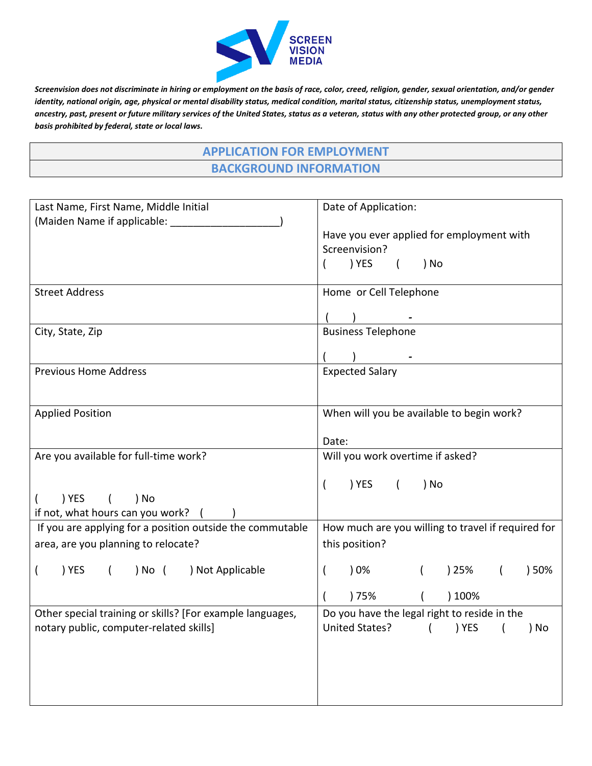SCREEN VISION MEDIA

***Screenvision does not discriminate in hiring or employment on the basis of race, color, creed, religion, gender, sexual orientation, and/or gender identity, national origin, age, physical or mental disability status, medical condition, marital status, citizenship status, unemployment status, ancestry, past, present or future military services of the United States, status as a veteran, status with any other protected group, or any other basis prohibited by federal, state or local laws.***

## APPLICATION FOR EMPLOYMENT

## BACKGROUND INFORMATION

| | |
|---|---|
| Last Name, First Name, Middle Initial<br>(Maiden Name if applicable: ___________________) | Date of Application:<br><br>Have you ever applied for employment with Screenvision?<br>(     ) YES     (     ) No |
| Street Address | Home or Cell Telephone<br><br>(     )          - |
| City, State, Zip | Business Telephone<br><br>(     )          - |
| Previous Home Address | Expected Salary |
| Applied Position | When will you be available to begin work?<br><br>Date: |
| Are you available for full-time work?<br><br>(     ) YES     (     ) No<br>if not, what hours can you work?   (          ) | Will you work overtime if asked?<br><br>(     ) YES     (     ) No |
| If you are applying for a position outside the commutable area, are you planning to relocate?<br><br>(     ) YES     (     ) No   (     ) Not Applicable | How much are you willing to travel if required for this position?<br><br>(     ) 0%     (     ) 25%     (     ) 50%<br><br>(     ) 75%     (     ) 100% |
| Other special training or skills? [For example languages, notary public, computer-related skills] | Do you have the legal right to reside in the United States?     (     ) YES     (     ) No |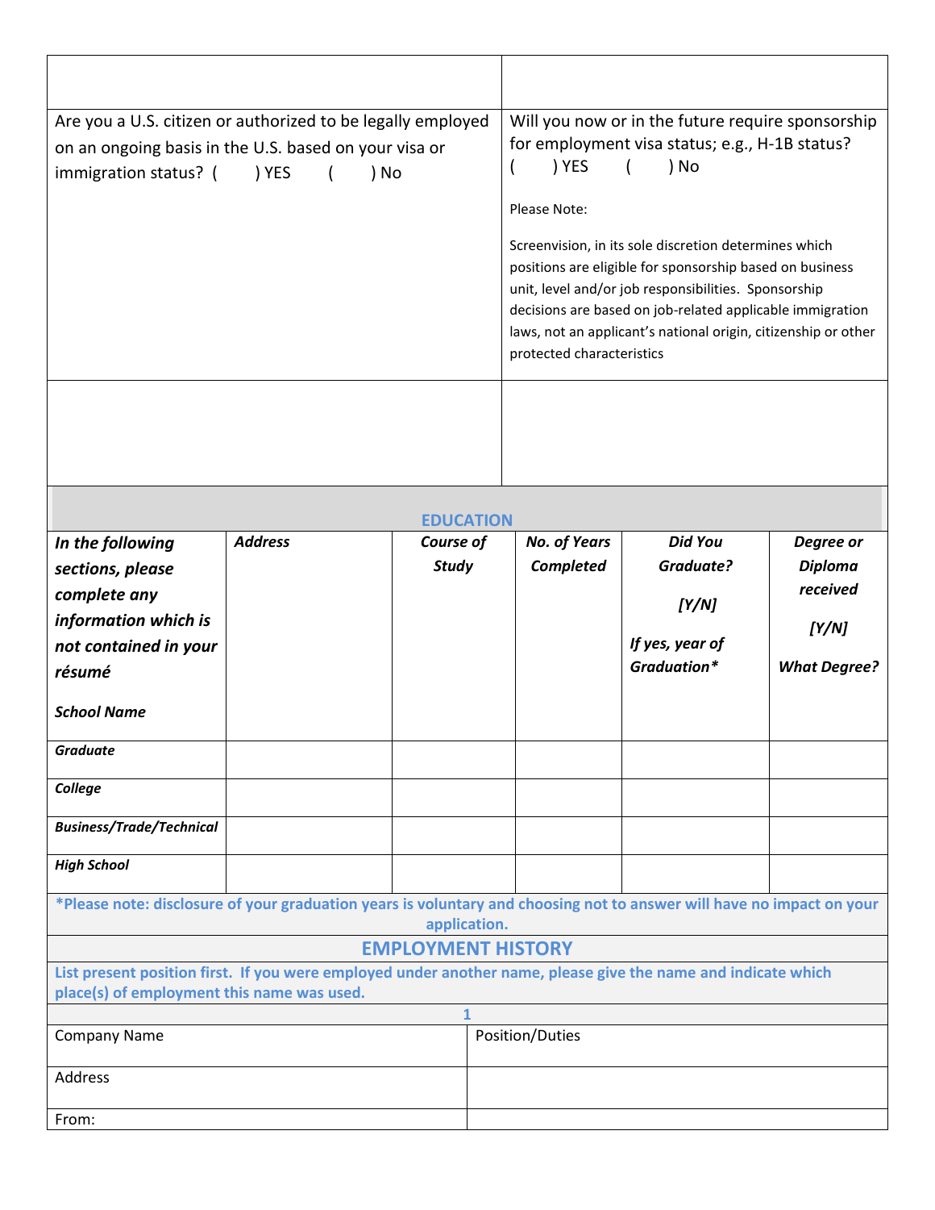| | |
|---|---|
| | |
| Are you a U.S. citizen or authorized to be legally employed on an ongoing basis in the U.S. based on your visa or immigration status? (    ) YES    (    ) No | Will you now or in the future require sponsorship for employment visa status; e.g., H-1B status? (    ) YES    (    ) No<br><br>Please Note:<br><br>Screenvision, in its sole discretion determines which positions are eligible for sponsorship based on business unit, level and/or job responsibilities. Sponsorship decisions are based on job-related applicable immigration laws, not an applicant's national origin, citizenship or other protected characteristics |
| | |

## EDUCATION

| ***In the following sections, please complete any information which is not contained in your résumé***<br><br>***School Name*** | ***Address*** | ***Course of Study*** | ***No. of Years Completed*** | ***Did You Graduate?***<br><br>***[Y/N]***<br><br>***If yes, year of Graduation**** | ***Degree or Diploma received***<br><br>***[Y/N]***<br><br>***What Degree?*** |
|---|---|---|---|---|---|
| ***Graduate*** | | | | | |
| ***College*** | | | | | |
| ***Business/Trade/Technical*** | | | | | |
| ***High School*** | | | | | |

**\*Please note: disclosure of your graduation years is voluntary and choosing not to answer will have no impact on your application.**

## EMPLOYMENT HISTORY

**List present position first. If you were employed under another name, please give the name and indicate which place(s) of employment this name was used.**

**1**

| | |
|---|---|
| Company Name | Position/Duties |
| Address | |
| From: | |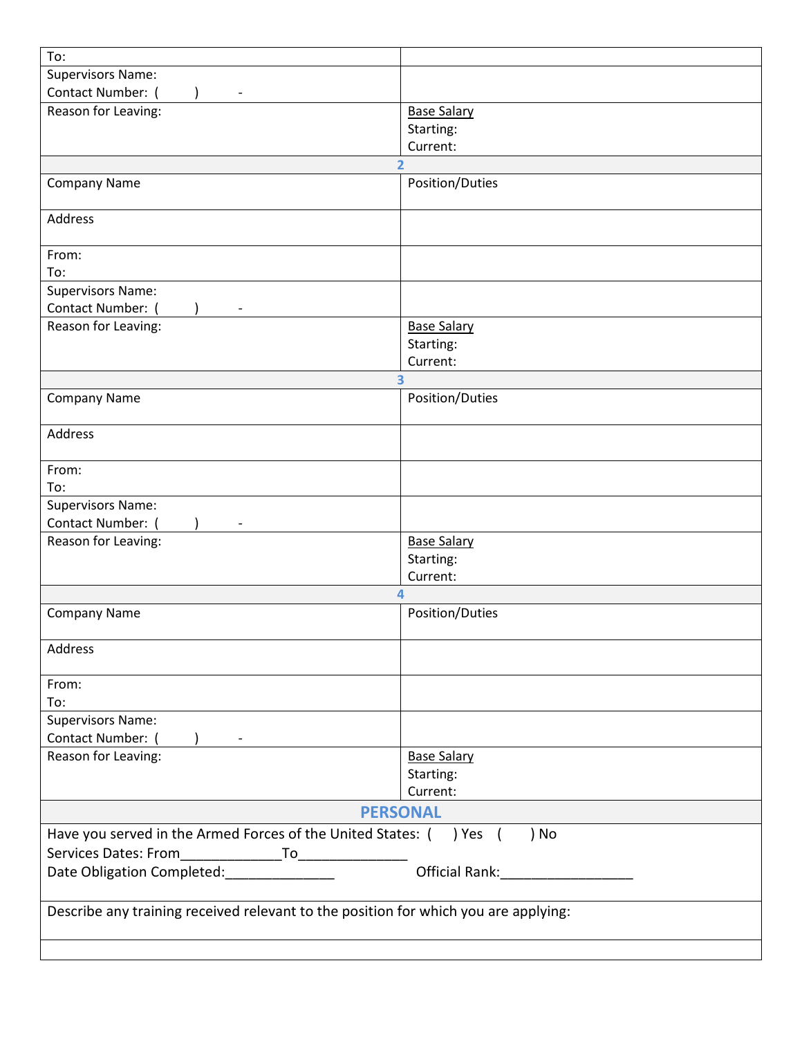| To: | |
|---|---|
| Supervisors Name:<br>Contact Number: (        )        - | |
| Reason for Leaving: | Base Salary<br>Starting:<br>Current: |
| **2** | |
| Company Name | Position/Duties |
| Address | |
| From:<br>To: | |
| Supervisors Name:<br>Contact Number: (        )        - | |
| Reason for Leaving: | Base Salary<br>Starting:<br>Current: |
| **3** | |
| Company Name | Position/Duties |
| Address | |
| From:<br>To: | |
| Supervisors Name:<br>Contact Number: (        )        - | |
| Reason for Leaving: | Base Salary<br>Starting:<br>Current: |
| **4** | |
| Company Name | Position/Duties |
| Address | |
| From:<br>To: | |
| Supervisors Name:<br>Contact Number: (        )        - | |
| Reason for Leaving: | Base Salary<br>Starting:<br>Current: |

## PERSONAL

Have you served in the Armed Forces of the United States: (      ) Yes   (      ) No
Services Dates: From_____________To______________
Date Obligation Completed:______________          Official Rank:_________________

Describe any training received relevant to the position for which you are applying: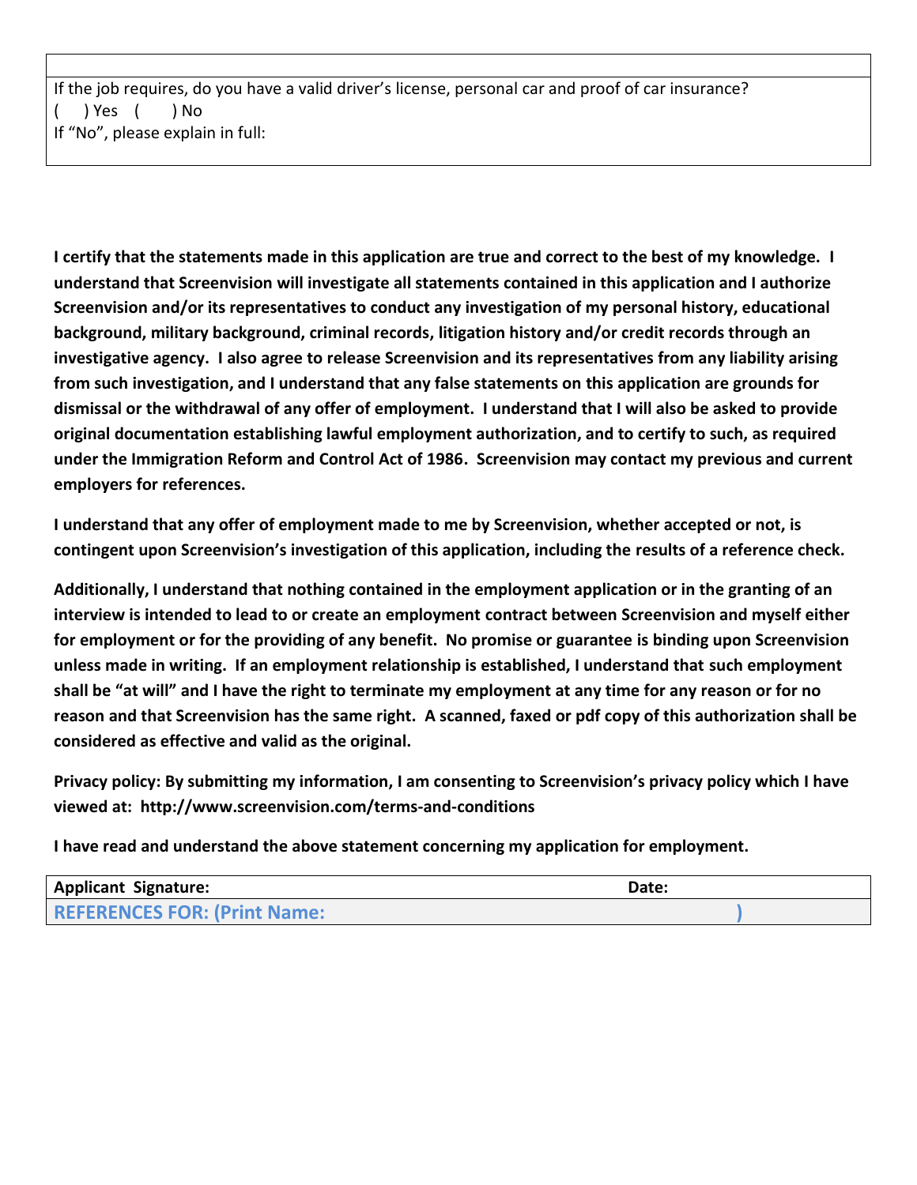| |
|---|
| If the job requires, do you have a valid driver's license, personal car and proof of car insurance?<br>(    ) Yes   (     ) No<br>If "No", please explain in full: |

**I certify that the statements made in this application are true and correct to the best of my knowledge. I understand that Screenvision will investigate all statements contained in this application and I authorize Screenvision and/or its representatives to conduct any investigation of my personal history, educational background, military background, criminal records, litigation history and/or credit records through an investigative agency. I also agree to release Screenvision and its representatives from any liability arising from such investigation, and I understand that any false statements on this application are grounds for dismissal or the withdrawal of any offer of employment. I understand that I will also be asked to provide original documentation establishing lawful employment authorization, and to certify to such, as required under the Immigration Reform and Control Act of 1986. Screenvision may contact my previous and current employers for references.**

**I understand that any offer of employment made to me by Screenvision, whether accepted or not, is contingent upon Screenvision's investigation of this application, including the results of a reference check.**

**Additionally, I understand that nothing contained in the employment application or in the granting of an interview is intended to lead to or create an employment contract between Screenvision and myself either for employment or for the providing of any benefit. No promise or guarantee is binding upon Screenvision unless made in writing. If an employment relationship is established, I understand that such employment shall be "at will" and I have the right to terminate my employment at any time for any reason or for no reason and that Screenvision has the same right. A scanned, faxed or pdf copy of this authorization shall be considered as effective and valid as the original.**

**Privacy policy: By submitting my information, I am consenting to Screenvision's privacy policy which I have viewed at: http://www.screenvision.com/terms-and-conditions**

**I have read and understand the above statement concerning my application for employment.**

| **Applicant Signature:** | **Date:** |
|---|---|
| **REFERENCES FOR: (Print Name:** | **)** |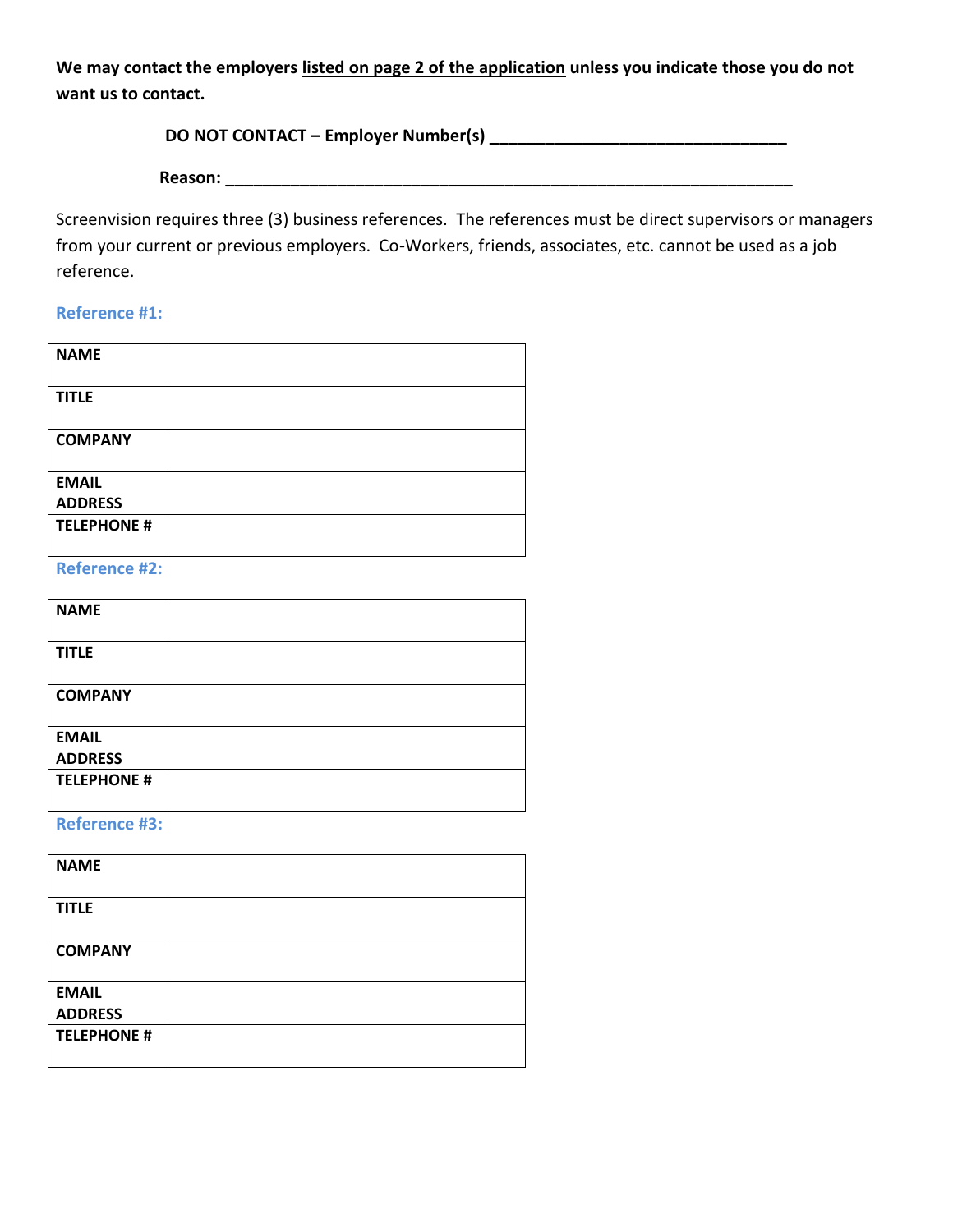**We may contact the employers listed on page 2 of the application unless you indicate those you do not want us to contact.**

**DO NOT CONTACT – Employer Number(s) ________________________________**

**Reason: ________________________________________________________________**

Screenvision requires three (3) business references. The references must be direct supervisors or managers from your current or previous employers. Co-Workers, friends, associates, etc. cannot be used as a job reference.

### Reference #1:

| | |
|---|---|
| **NAME** | |
| **TITLE** | |
| **COMPANY** | |
| **EMAIL ADDRESS** | |
| **TELEPHONE #** | |

### Reference #2:

| | |
|---|---|
| **NAME** | |
| **TITLE** | |
| **COMPANY** | |
| **EMAIL ADDRESS** | |
| **TELEPHONE #** | |

### Reference #3:

| | |
|---|---|
| **NAME** | |
| **TITLE** | |
| **COMPANY** | |
| **EMAIL ADDRESS** | |
| **TELEPHONE #** | |